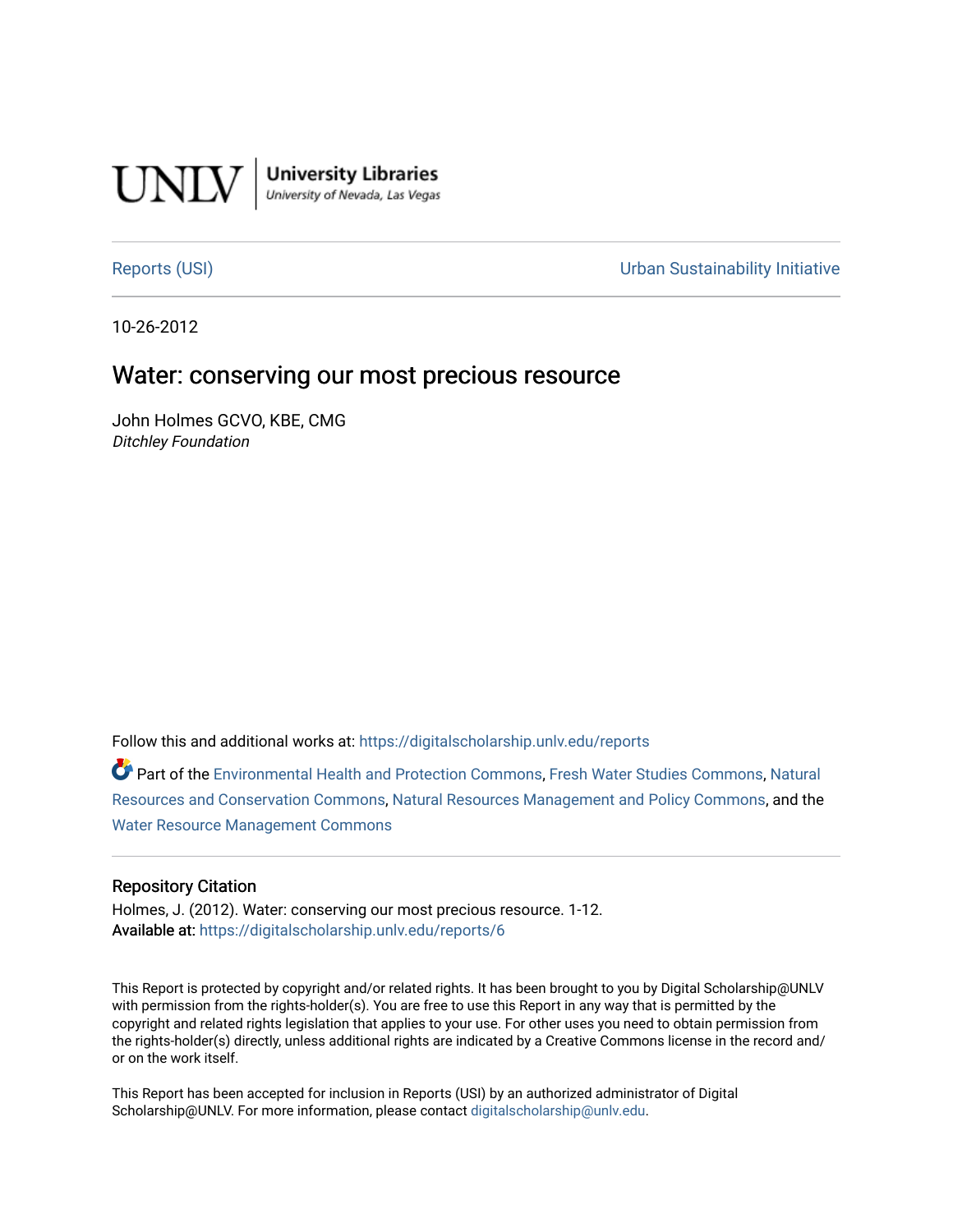UNLV | University Libraries
University of Nevada, Las Vegas

Reports (USI) | Urban Sustainability Initiative

10-26-2012

# Water: conserving our most precious resource

John Holmes GCVO, KBE, CMG
*Ditchley Foundation*

Follow this and additional works at: https://digitalscholarship.unlv.edu/reports

Part of the Environmental Health and Protection Commons, Fresh Water Studies Commons, Natural Resources and Conservation Commons, Natural Resources Management and Policy Commons, and the Water Resource Management Commons

## Repository Citation

Holmes, J. (2012). Water: conserving our most precious resource. 1-12.
**Available at:** https://digitalscholarship.unlv.edu/reports/6

This Report is protected by copyright and/or related rights. It has been brought to you by Digital Scholarship@UNLV with permission from the rights-holder(s). You are free to use this Report in any way that is permitted by the copyright and related rights legislation that applies to your use. For other uses you need to obtain permission from the rights-holder(s) directly, unless additional rights are indicated by a Creative Commons license in the record and/or on the work itself.

This Report has been accepted for inclusion in Reports (USI) by an authorized administrator of Digital Scholarship@UNLV. For more information, please contact digitalscholarship@unlv.edu.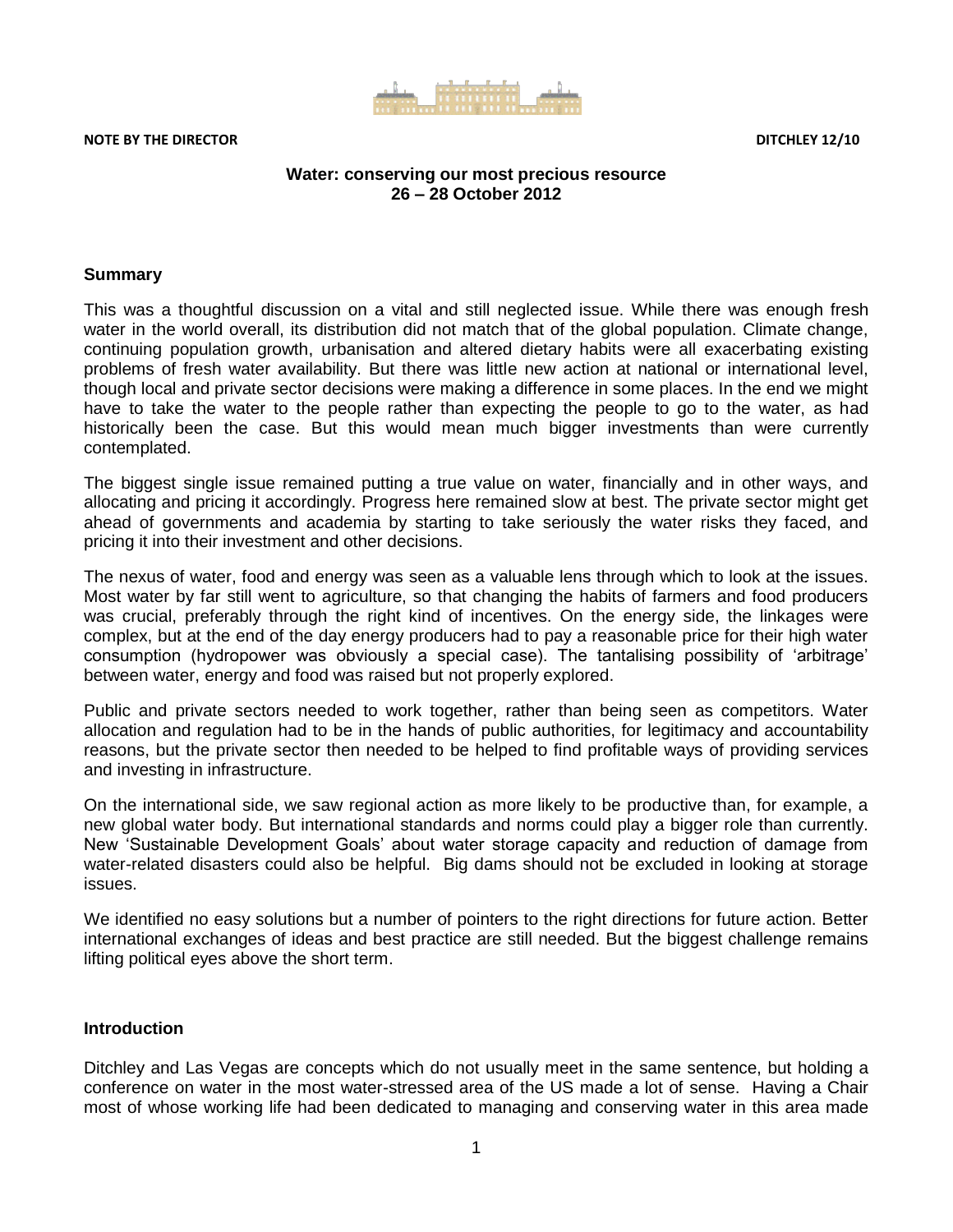**NOTE BY THE DIRECTOR** **DITCHLEY 12/10**

**Water: conserving our most precious resource**
**26 – 28 October 2012**

## Summary

This was a thoughtful discussion on a vital and still neglected issue. While there was enough fresh water in the world overall, its distribution did not match that of the global population. Climate change, continuing population growth, urbanisation and altered dietary habits were all exacerbating existing problems of fresh water availability. But there was little new action at national or international level, though local and private sector decisions were making a difference in some places. In the end we might have to take the water to the people rather than expecting the people to go to the water, as had historically been the case. But this would mean much bigger investments than were currently contemplated.

The biggest single issue remained putting a true value on water, financially and in other ways, and allocating and pricing it accordingly. Progress here remained slow at best. The private sector might get ahead of governments and academia by starting to take seriously the water risks they faced, and pricing it into their investment and other decisions.

The nexus of water, food and energy was seen as a valuable lens through which to look at the issues. Most water by far still went to agriculture, so that changing the habits of farmers and food producers was crucial, preferably through the right kind of incentives. On the energy side, the linkages were complex, but at the end of the day energy producers had to pay a reasonable price for their high water consumption (hydropower was obviously a special case). The tantalising possibility of 'arbitrage' between water, energy and food was raised but not properly explored.

Public and private sectors needed to work together, rather than being seen as competitors. Water allocation and regulation had to be in the hands of public authorities, for legitimacy and accountability reasons, but the private sector then needed to be helped to find profitable ways of providing services and investing in infrastructure.

On the international side, we saw regional action as more likely to be productive than, for example, a new global water body. But international standards and norms could play a bigger role than currently. New 'Sustainable Development Goals' about water storage capacity and reduction of damage from water-related disasters could also be helpful. Big dams should not be excluded in looking at storage issues.

We identified no easy solutions but a number of pointers to the right directions for future action. Better international exchanges of ideas and best practice are still needed. But the biggest challenge remains lifting political eyes above the short term.

## Introduction

Ditchley and Las Vegas are concepts which do not usually meet in the same sentence, but holding a conference on water in the most water-stressed area of the US made a lot of sense. Having a Chair most of whose working life had been dedicated to managing and conserving water in this area made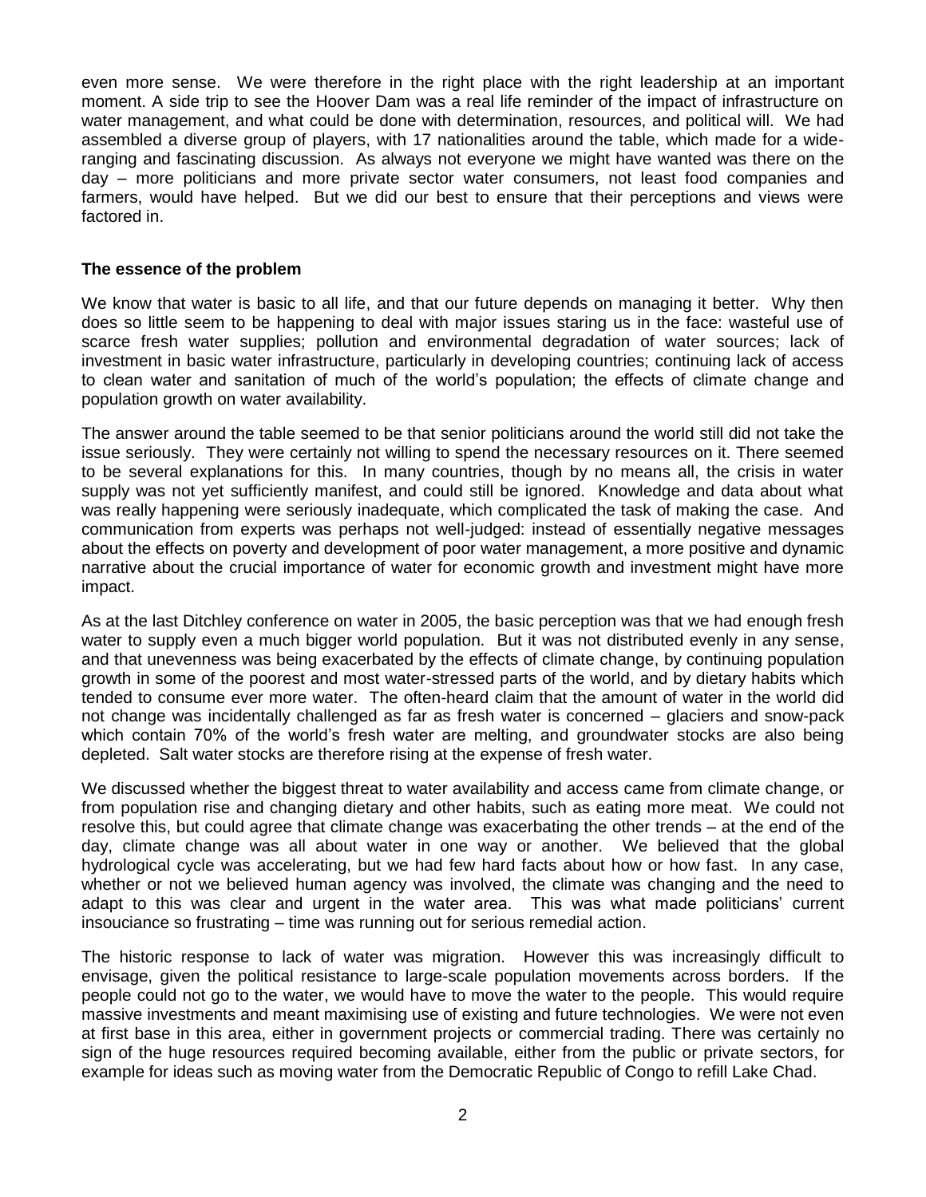even more sense. We were therefore in the right place with the right leadership at an important moment. A side trip to see the Hoover Dam was a real life reminder of the impact of infrastructure on water management, and what could be done with determination, resources, and political will. We had assembled a diverse group of players, with 17 nationalities around the table, which made for a wide-ranging and fascinating discussion. As always not everyone we might have wanted was there on the day – more politicians and more private sector water consumers, not least food companies and farmers, would have helped. But we did our best to ensure that their perceptions and views were factored in.

**The essence of the problem**

We know that water is basic to all life, and that our future depends on managing it better. Why then does so little seem to be happening to deal with major issues staring us in the face: wasteful use of scarce fresh water supplies; pollution and environmental degradation of water sources; lack of investment in basic water infrastructure, particularly in developing countries; continuing lack of access to clean water and sanitation of much of the world's population; the effects of climate change and population growth on water availability.

The answer around the table seemed to be that senior politicians around the world still did not take the issue seriously. They were certainly not willing to spend the necessary resources on it. There seemed to be several explanations for this. In many countries, though by no means all, the crisis in water supply was not yet sufficiently manifest, and could still be ignored. Knowledge and data about what was really happening were seriously inadequate, which complicated the task of making the case. And communication from experts was perhaps not well-judged: instead of essentially negative messages about the effects on poverty and development of poor water management, a more positive and dynamic narrative about the crucial importance of water for economic growth and investment might have more impact.

As at the last Ditchley conference on water in 2005, the basic perception was that we had enough fresh water to supply even a much bigger world population. But it was not distributed evenly in any sense, and that unevenness was being exacerbated by the effects of climate change, by continuing population growth in some of the poorest and most water-stressed parts of the world, and by dietary habits which tended to consume ever more water. The often-heard claim that the amount of water in the world did not change was incidentally challenged as far as fresh water is concerned – glaciers and snow-pack which contain 70% of the world's fresh water are melting, and groundwater stocks are also being depleted. Salt water stocks are therefore rising at the expense of fresh water.

We discussed whether the biggest threat to water availability and access came from climate change, or from population rise and changing dietary and other habits, such as eating more meat. We could not resolve this, but could agree that climate change was exacerbating the other trends – at the end of the day, climate change was all about water in one way or another. We believed that the global hydrological cycle was accelerating, but we had few hard facts about how or how fast. In any case, whether or not we believed human agency was involved, the climate was changing and the need to adapt to this was clear and urgent in the water area. This was what made politicians' current insouciance so frustrating – time was running out for serious remedial action.

The historic response to lack of water was migration. However this was increasingly difficult to envisage, given the political resistance to large-scale population movements across borders. If the people could not go to the water, we would have to move the water to the people. This would require massive investments and meant maximising use of existing and future technologies. We were not even at first base in this area, either in government projects or commercial trading. There was certainly no sign of the huge resources required becoming available, either from the public or private sectors, for example for ideas such as moving water from the Democratic Republic of Congo to refill Lake Chad.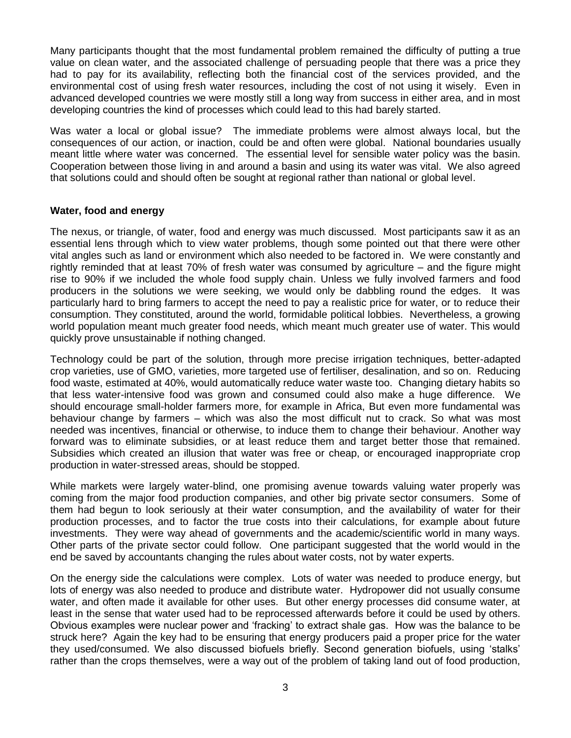Many participants thought that the most fundamental problem remained the difficulty of putting a true value on clean water, and the associated challenge of persuading people that there was a price they had to pay for its availability, reflecting both the financial cost of the services provided, and the environmental cost of using fresh water resources, including the cost of not using it wisely. Even in advanced developed countries we were mostly still a long way from success in either area, and in most developing countries the kind of processes which could lead to this had barely started.

Was water a local or global issue? The immediate problems were almost always local, but the consequences of our action, or inaction, could be and often were global. National boundaries usually meant little where water was concerned. The essential level for sensible water policy was the basin. Cooperation between those living in and around a basin and using its water was vital. We also agreed that solutions could and should often be sought at regional rather than national or global level.

**Water, food and energy**

The nexus, or triangle, of water, food and energy was much discussed. Most participants saw it as an essential lens through which to view water problems, though some pointed out that there were other vital angles such as land or environment which also needed to be factored in. We were constantly and rightly reminded that at least 70% of fresh water was consumed by agriculture – and the figure might rise to 90% if we included the whole food supply chain. Unless we fully involved farmers and food producers in the solutions we were seeking, we would only be dabbling round the edges. It was particularly hard to bring farmers to accept the need to pay a realistic price for water, or to reduce their consumption. They constituted, around the world, formidable political lobbies. Nevertheless, a growing world population meant much greater food needs, which meant much greater use of water. This would quickly prove unsustainable if nothing changed.

Technology could be part of the solution, through more precise irrigation techniques, better-adapted crop varieties, use of GMO, varieties, more targeted use of fertiliser, desalination, and so on. Reducing food waste, estimated at 40%, would automatically reduce water waste too. Changing dietary habits so that less water-intensive food was grown and consumed could also make a huge difference. We should encourage small-holder farmers more, for example in Africa, But even more fundamental was behaviour change by farmers – which was also the most difficult nut to crack. So what was most needed was incentives, financial or otherwise, to induce them to change their behaviour. Another way forward was to eliminate subsidies, or at least reduce them and target better those that remained. Subsidies which created an illusion that water was free or cheap, or encouraged inappropriate crop production in water-stressed areas, should be stopped.

While markets were largely water-blind, one promising avenue towards valuing water properly was coming from the major food production companies, and other big private sector consumers. Some of them had begun to look seriously at their water consumption, and the availability of water for their production processes, and to factor the true costs into their calculations, for example about future investments. They were way ahead of governments and the academic/scientific world in many ways. Other parts of the private sector could follow. One participant suggested that the world would in the end be saved by accountants changing the rules about water costs, not by water experts.

On the energy side the calculations were complex. Lots of water was needed to produce energy, but lots of energy was also needed to produce and distribute water. Hydropower did not usually consume water, and often made it available for other uses. But other energy processes did consume water, at least in the sense that water used had to be reprocessed afterwards before it could be used by others. Obvious examples were nuclear power and 'fracking' to extract shale gas. How was the balance to be struck here? Again the key had to be ensuring that energy producers paid a proper price for the water they used/consumed. We also discussed biofuels briefly. Second generation biofuels, using 'stalks' rather than the crops themselves, were a way out of the problem of taking land out of food production,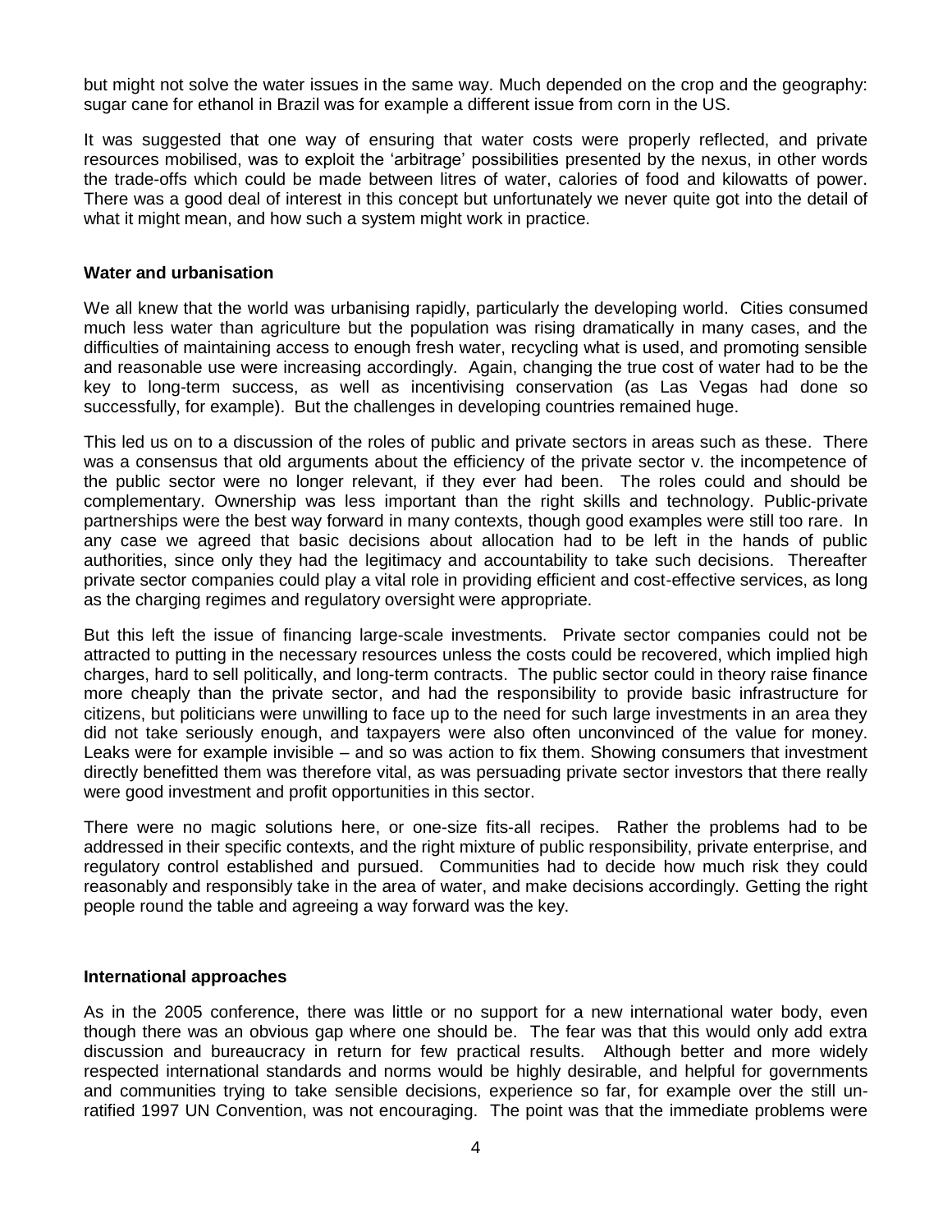but might not solve the water issues in the same way. Much depended on the crop and the geography: sugar cane for ethanol in Brazil was for example a different issue from corn in the US.

It was suggested that one way of ensuring that water costs were properly reflected, and private resources mobilised, was to exploit the 'arbitrage' possibilities presented by the nexus, in other words the trade-offs which could be made between litres of water, calories of food and kilowatts of power. There was a good deal of interest in this concept but unfortunately we never quite got into the detail of what it might mean, and how such a system might work in practice.

**Water and urbanisation**

We all knew that the world was urbanising rapidly, particularly the developing world. Cities consumed much less water than agriculture but the population was rising dramatically in many cases, and the difficulties of maintaining access to enough fresh water, recycling what is used, and promoting sensible and reasonable use were increasing accordingly. Again, changing the true cost of water had to be the key to long-term success, as well as incentivising conservation (as Las Vegas had done so successfully, for example). But the challenges in developing countries remained huge.

This led us on to a discussion of the roles of public and private sectors in areas such as these. There was a consensus that old arguments about the efficiency of the private sector v. the incompetence of the public sector were no longer relevant, if they ever had been. The roles could and should be complementary. Ownership was less important than the right skills and technology. Public-private partnerships were the best way forward in many contexts, though good examples were still too rare. In any case we agreed that basic decisions about allocation had to be left in the hands of public authorities, since only they had the legitimacy and accountability to take such decisions. Thereafter private sector companies could play a vital role in providing efficient and cost-effective services, as long as the charging regimes and regulatory oversight were appropriate.

But this left the issue of financing large-scale investments. Private sector companies could not be attracted to putting in the necessary resources unless the costs could be recovered, which implied high charges, hard to sell politically, and long-term contracts. The public sector could in theory raise finance more cheaply than the private sector, and had the responsibility to provide basic infrastructure for citizens, but politicians were unwilling to face up to the need for such large investments in an area they did not take seriously enough, and taxpayers were also often unconvinced of the value for money. Leaks were for example invisible – and so was action to fix them. Showing consumers that investment directly benefitted them was therefore vital, as was persuading private sector investors that there really were good investment and profit opportunities in this sector.

There were no magic solutions here, or one-size fits-all recipes. Rather the problems had to be addressed in their specific contexts, and the right mixture of public responsibility, private enterprise, and regulatory control established and pursued. Communities had to decide how much risk they could reasonably and responsibly take in the area of water, and make decisions accordingly. Getting the right people round the table and agreeing a way forward was the key.

**International approaches**

As in the 2005 conference, there was little or no support for a new international water body, even though there was an obvious gap where one should be. The fear was that this would only add extra discussion and bureaucracy in return for few practical results. Although better and more widely respected international standards and norms would be highly desirable, and helpful for governments and communities trying to take sensible decisions, experience so far, for example over the still un-ratified 1997 UN Convention, was not encouraging. The point was that the immediate problems were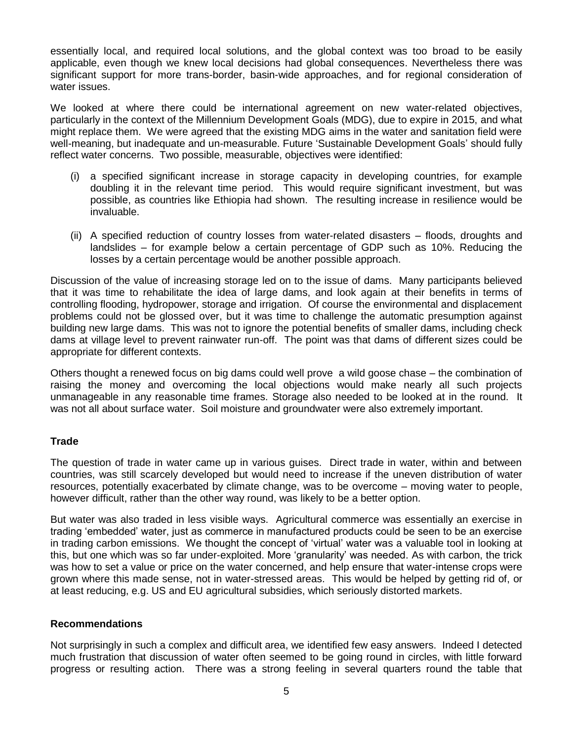essentially local, and required local solutions, and the global context was too broad to be easily applicable, even though we knew local decisions had global consequences. Nevertheless there was significant support for more trans-border, basin-wide approaches, and for regional consideration of water issues.

We looked at where there could be international agreement on new water-related objectives, particularly in the context of the Millennium Development Goals (MDG), due to expire in 2015, and what might replace them. We were agreed that the existing MDG aims in the water and sanitation field were well-meaning, but inadequate and un-measurable. Future 'Sustainable Development Goals' should fully reflect water concerns. Two possible, measurable, objectives were identified:

(i) a specified significant increase in storage capacity in developing countries, for example doubling it in the relevant time period. This would require significant investment, but was possible, as countries like Ethiopia had shown. The resulting increase in resilience would be invaluable.

(ii) A specified reduction of country losses from water-related disasters – floods, droughts and landslides – for example below a certain percentage of GDP such as 10%. Reducing the losses by a certain percentage would be another possible approach.

Discussion of the value of increasing storage led on to the issue of dams. Many participants believed that it was time to rehabilitate the idea of large dams, and look again at their benefits in terms of controlling flooding, hydropower, storage and irrigation. Of course the environmental and displacement problems could not be glossed over, but it was time to challenge the automatic presumption against building new large dams. This was not to ignore the potential benefits of smaller dams, including check dams at village level to prevent rainwater run-off. The point was that dams of different sizes could be appropriate for different contexts.

Others thought a renewed focus on big dams could well prove a wild goose chase – the combination of raising the money and overcoming the local objections would make nearly all such projects unmanageable in any reasonable time frames. Storage also needed to be looked at in the round. It was not all about surface water. Soil moisture and groundwater were also extremely important.

**Trade**

The question of trade in water came up in various guises. Direct trade in water, within and between countries, was still scarcely developed but would need to increase if the uneven distribution of water resources, potentially exacerbated by climate change, was to be overcome – moving water to people, however difficult, rather than the other way round, was likely to be a better option.

But water was also traded in less visible ways. Agricultural commerce was essentially an exercise in trading 'embedded' water, just as commerce in manufactured products could be seen to be an exercise in trading carbon emissions. We thought the concept of 'virtual' water was a valuable tool in looking at this, but one which was so far under-exploited. More 'granularity' was needed. As with carbon, the trick was how to set a value or price on the water concerned, and help ensure that water-intense crops were grown where this made sense, not in water-stressed areas. This would be helped by getting rid of, or at least reducing, e.g. US and EU agricultural subsidies, which seriously distorted markets.

**Recommendations**

Not surprisingly in such a complex and difficult area, we identified few easy answers. Indeed I detected much frustration that discussion of water often seemed to be going round in circles, with little forward progress or resulting action. There was a strong feeling in several quarters round the table that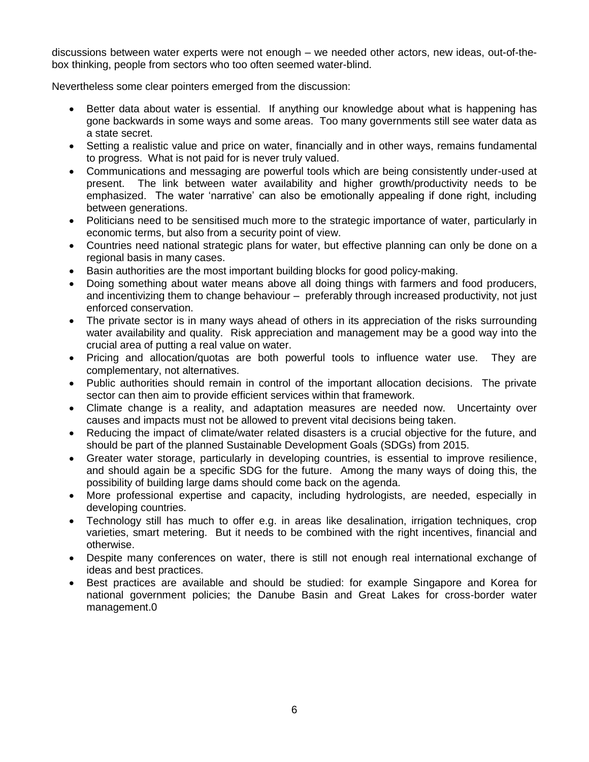discussions between water experts were not enough – we needed other actors, new ideas, out-of-the-box thinking, people from sectors who too often seemed water-blind.

Nevertheless some clear pointers emerged from the discussion:

- Better data about water is essential. If anything our knowledge about what is happening has gone backwards in some ways and some areas. Too many governments still see water data as a state secret.
- Setting a realistic value and price on water, financially and in other ways, remains fundamental to progress. What is not paid for is never truly valued.
- Communications and messaging are powerful tools which are being consistently under-used at present. The link between water availability and higher growth/productivity needs to be emphasized. The water 'narrative' can also be emotionally appealing if done right, including between generations.
- Politicians need to be sensitised much more to the strategic importance of water, particularly in economic terms, but also from a security point of view.
- Countries need national strategic plans for water, but effective planning can only be done on a regional basis in many cases.
- Basin authorities are the most important building blocks for good policy-making.
- Doing something about water means above all doing things with farmers and food producers, and incentivizing them to change behaviour – preferably through increased productivity, not just enforced conservation.
- The private sector is in many ways ahead of others in its appreciation of the risks surrounding water availability and quality. Risk appreciation and management may be a good way into the crucial area of putting a real value on water.
- Pricing and allocation/quotas are both powerful tools to influence water use. They are complementary, not alternatives.
- Public authorities should remain in control of the important allocation decisions. The private sector can then aim to provide efficient services within that framework.
- Climate change is a reality, and adaptation measures are needed now. Uncertainty over causes and impacts must not be allowed to prevent vital decisions being taken.
- Reducing the impact of climate/water related disasters is a crucial objective for the future, and should be part of the planned Sustainable Development Goals (SDGs) from 2015.
- Greater water storage, particularly in developing countries, is essential to improve resilience, and should again be a specific SDG for the future. Among the many ways of doing this, the possibility of building large dams should come back on the agenda.
- More professional expertise and capacity, including hydrologists, are needed, especially in developing countries.
- Technology still has much to offer e.g. in areas like desalination, irrigation techniques, crop varieties, smart metering. But it needs to be combined with the right incentives, financial and otherwise.
- Despite many conferences on water, there is still not enough real international exchange of ideas and best practices.
- Best practices are available and should be studied: for example Singapore and Korea for national government policies; the Danube Basin and Great Lakes for cross-border water management.0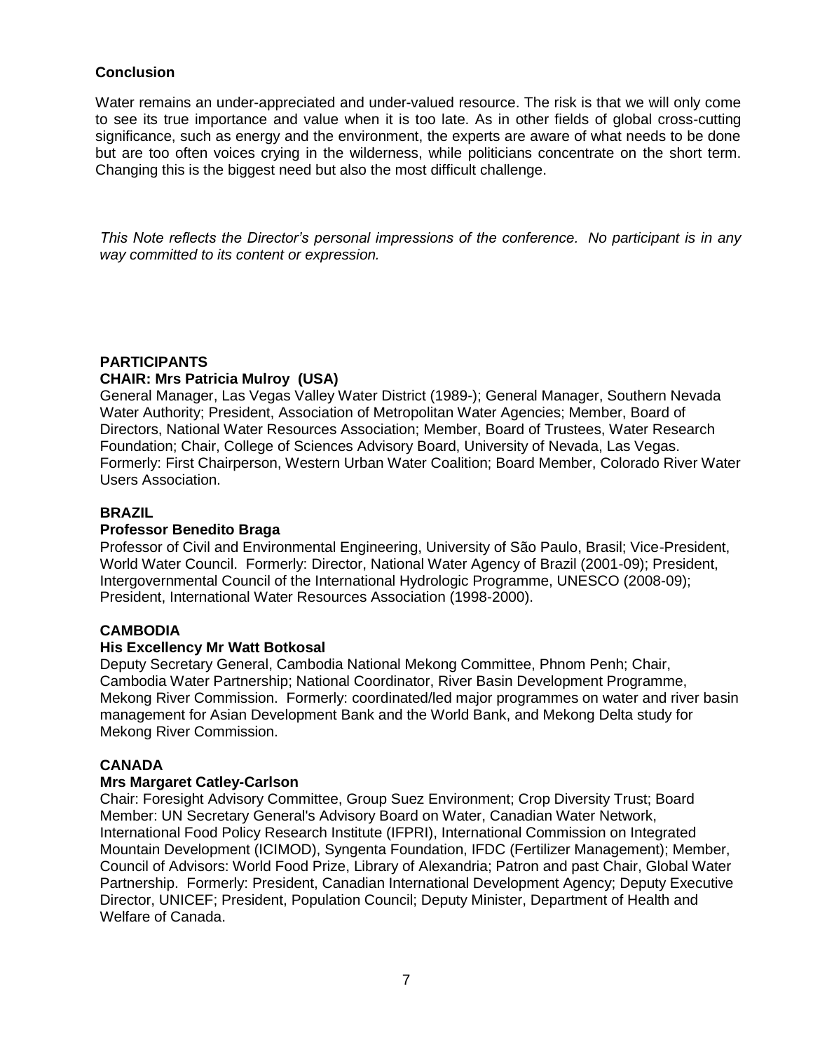## Conclusion

Water remains an under-appreciated and under-valued resource. The risk is that we will only come to see its true importance and value when it is too late. As in other fields of global cross-cutting significance, such as energy and the environment, the experts are aware of what needs to be done but are too often voices crying in the wilderness, while politicians concentrate on the short term. Changing this is the biggest need but also the most difficult challenge.

*This Note reflects the Director's personal impressions of the conference. No participant is in any way committed to its content or expression.*

## PARTICIPANTS

**CHAIR: Mrs Patricia Mulroy (USA)**

General Manager, Las Vegas Valley Water District (1989-); General Manager, Southern Nevada Water Authority; President, Association of Metropolitan Water Agencies; Member, Board of Directors, National Water Resources Association; Member, Board of Trustees, Water Research Foundation; Chair, College of Sciences Advisory Board, University of Nevada, Las Vegas. Formerly: First Chairperson, Western Urban Water Coalition; Board Member, Colorado River Water Users Association.

### BRAZIL

**Professor Benedito Braga**

Professor of Civil and Environmental Engineering, University of São Paulo, Brasil; Vice-President, World Water Council. Formerly: Director, National Water Agency of Brazil (2001-09); President, Intergovernmental Council of the International Hydrologic Programme, UNESCO (2008-09); President, International Water Resources Association (1998-2000).

### CAMBODIA

**His Excellency Mr Watt Botkosal**

Deputy Secretary General, Cambodia National Mekong Committee, Phnom Penh; Chair, Cambodia Water Partnership; National Coordinator, River Basin Development Programme, Mekong River Commission. Formerly: coordinated/led major programmes on water and river basin management for Asian Development Bank and the World Bank, and Mekong Delta study for Mekong River Commission.

### CANADA

**Mrs Margaret Catley-Carlson**

Chair: Foresight Advisory Committee, Group Suez Environment; Crop Diversity Trust; Board Member: UN Secretary General's Advisory Board on Water, Canadian Water Network, International Food Policy Research Institute (IFPRI), International Commission on Integrated Mountain Development (ICIMOD), Syngenta Foundation, IFDC (Fertilizer Management); Member, Council of Advisors: World Food Prize, Library of Alexandria; Patron and past Chair, Global Water Partnership. Formerly: President, Canadian International Development Agency; Deputy Executive Director, UNICEF; President, Population Council; Deputy Minister, Department of Health and Welfare of Canada.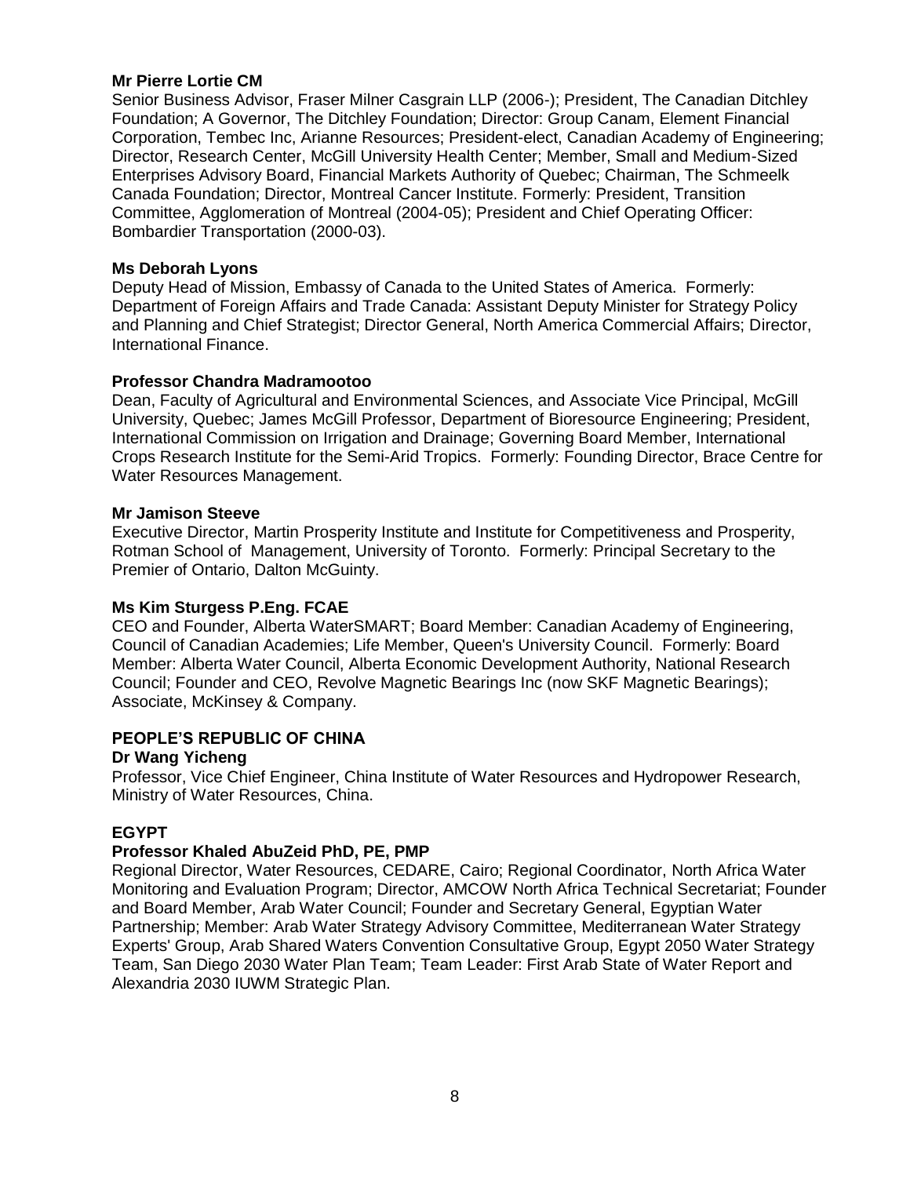**Mr Pierre Lortie CM**
Senior Business Advisor, Fraser Milner Casgrain LLP (2006-); President, The Canadian Ditchley Foundation; A Governor, The Ditchley Foundation; Director: Group Canam, Element Financial Corporation, Tembec Inc, Arianne Resources; President-elect, Canadian Academy of Engineering; Director, Research Center, McGill University Health Center; Member, Small and Medium-Sized Enterprises Advisory Board, Financial Markets Authority of Quebec; Chairman, The Schmeelk Canada Foundation; Director, Montreal Cancer Institute. Formerly: President, Transition Committee, Agglomeration of Montreal (2004-05); President and Chief Operating Officer: Bombardier Transportation (2000-03).

**Ms Deborah Lyons**
Deputy Head of Mission, Embassy of Canada to the United States of America. Formerly: Department of Foreign Affairs and Trade Canada: Assistant Deputy Minister for Strategy Policy and Planning and Chief Strategist; Director General, North America Commercial Affairs; Director, International Finance.

**Professor Chandra Madramootoo**
Dean, Faculty of Agricultural and Environmental Sciences, and Associate Vice Principal, McGill University, Quebec; James McGill Professor, Department of Bioresource Engineering; President, International Commission on Irrigation and Drainage; Governing Board Member, International Crops Research Institute for the Semi-Arid Tropics. Formerly: Founding Director, Brace Centre for Water Resources Management.

**Mr Jamison Steeve**
Executive Director, Martin Prosperity Institute and Institute for Competitiveness and Prosperity, Rotman School of Management, University of Toronto. Formerly: Principal Secretary to the Premier of Ontario, Dalton McGuinty.

**Ms Kim Sturgess P.Eng. FCAE**
CEO and Founder, Alberta WaterSMART; Board Member: Canadian Academy of Engineering, Council of Canadian Academies; Life Member, Queen's University Council. Formerly: Board Member: Alberta Water Council, Alberta Economic Development Authority, National Research Council; Founder and CEO, Revolve Magnetic Bearings Inc (now SKF Magnetic Bearings); Associate, McKinsey & Company.

## PEOPLE'S REPUBLIC OF CHINA

**Dr Wang Yicheng**
Professor, Vice Chief Engineer, China Institute of Water Resources and Hydropower Research, Ministry of Water Resources, China.

## EGYPT

**Professor Khaled AbuZeid PhD, PE, PMP**
Regional Director, Water Resources, CEDARE, Cairo; Regional Coordinator, North Africa Water Monitoring and Evaluation Program; Director, AMCOW North Africa Technical Secretariat; Founder and Board Member, Arab Water Council; Founder and Secretary General, Egyptian Water Partnership; Member: Arab Water Strategy Advisory Committee, Mediterranean Water Strategy Experts' Group, Arab Shared Waters Convention Consultative Group, Egypt 2050 Water Strategy Team, San Diego 2030 Water Plan Team; Team Leader: First Arab State of Water Report and Alexandria 2030 IUWM Strategic Plan.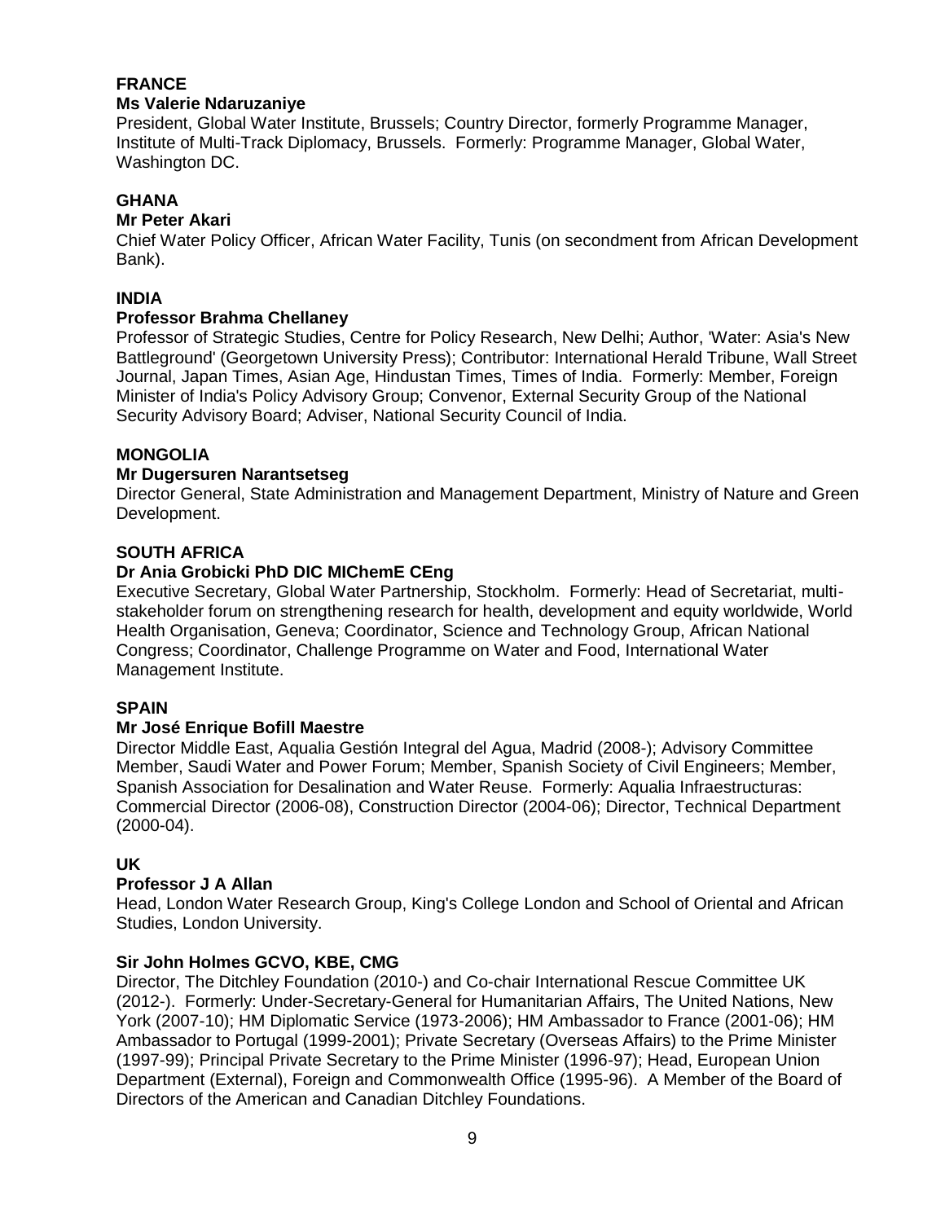**FRANCE**

**Ms Valerie Ndaruzaniye**

President, Global Water Institute, Brussels; Country Director, formerly Programme Manager, Institute of Multi-Track Diplomacy, Brussels. Formerly: Programme Manager, Global Water, Washington DC.

**GHANA**

**Mr Peter Akari**

Chief Water Policy Officer, African Water Facility, Tunis (on secondment from African Development Bank).

**INDIA**

**Professor Brahma Chellaney**

Professor of Strategic Studies, Centre for Policy Research, New Delhi; Author, 'Water: Asia's New Battleground' (Georgetown University Press); Contributor: International Herald Tribune, Wall Street Journal, Japan Times, Asian Age, Hindustan Times, Times of India. Formerly: Member, Foreign Minister of India's Policy Advisory Group; Convenor, External Security Group of the National Security Advisory Board; Adviser, National Security Council of India.

**MONGOLIA**

**Mr Dugersuren Narantsetseg**

Director General, State Administration and Management Department, Ministry of Nature and Green Development.

**SOUTH AFRICA**

**Dr Ania Grobicki PhD DIC MIChemE CEng**

Executive Secretary, Global Water Partnership, Stockholm. Formerly: Head of Secretariat, multi-stakeholder forum on strengthening research for health, development and equity worldwide, World Health Organisation, Geneva; Coordinator, Science and Technology Group, African National Congress; Coordinator, Challenge Programme on Water and Food, International Water Management Institute.

**SPAIN**

**Mr José Enrique Bofill Maestre**

Director Middle East, Aqualia Gestión Integral del Agua, Madrid (2008-); Advisory Committee Member, Saudi Water and Power Forum; Member, Spanish Society of Civil Engineers; Member, Spanish Association for Desalination and Water Reuse. Formerly: Aqualia Infraestructuras: Commercial Director (2006-08), Construction Director (2004-06); Director, Technical Department (2000-04).

**UK**

**Professor J A Allan**

Head, London Water Research Group, King's College London and School of Oriental and African Studies, London University.

**Sir John Holmes GCVO, KBE, CMG**

Director, The Ditchley Foundation (2010-) and Co-chair International Rescue Committee UK (2012-). Formerly: Under-Secretary-General for Humanitarian Affairs, The United Nations, New York (2007-10); HM Diplomatic Service (1973-2006); HM Ambassador to France (2001-06); HM Ambassador to Portugal (1999-2001); Private Secretary (Overseas Affairs) to the Prime Minister (1997-99); Principal Private Secretary to the Prime Minister (1996-97); Head, European Union Department (External), Foreign and Commonwealth Office (1995-96). A Member of the Board of Directors of the American and Canadian Ditchley Foundations.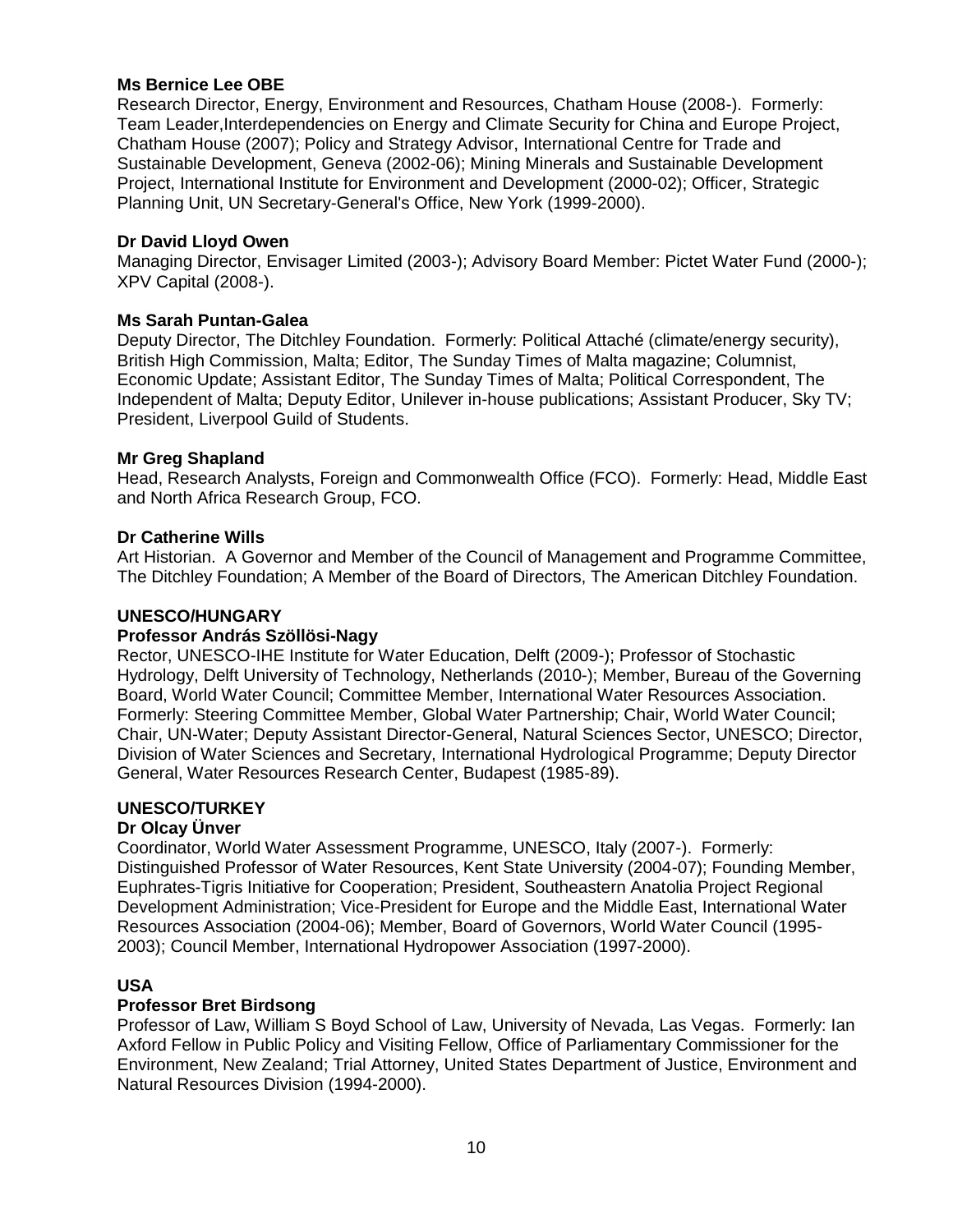**Ms Bernice Lee OBE**
Research Director, Energy, Environment and Resources, Chatham House (2008-). Formerly: Team Leader,Interdependencies on Energy and Climate Security for China and Europe Project, Chatham House (2007); Policy and Strategy Advisor, International Centre for Trade and Sustainable Development, Geneva (2002-06); Mining Minerals and Sustainable Development Project, International Institute for Environment and Development (2000-02); Officer, Strategic Planning Unit, UN Secretary-General's Office, New York (1999-2000).

**Dr David Lloyd Owen**
Managing Director, Envisager Limited (2003-); Advisory Board Member: Pictet Water Fund (2000-); XPV Capital (2008-).

**Ms Sarah Puntan-Galea**
Deputy Director, The Ditchley Foundation. Formerly: Political Attaché (climate/energy security), British High Commission, Malta; Editor, The Sunday Times of Malta magazine; Columnist, Economic Update; Assistant Editor, The Sunday Times of Malta; Political Correspondent, The Independent of Malta; Deputy Editor, Unilever in-house publications; Assistant Producer, Sky TV; President, Liverpool Guild of Students.

**Mr Greg Shapland**
Head, Research Analysts, Foreign and Commonwealth Office (FCO). Formerly: Head, Middle East and North Africa Research Group, FCO.

**Dr Catherine Wills**
Art Historian. A Governor and Member of the Council of Management and Programme Committee, The Ditchley Foundation; A Member of the Board of Directors, The American Ditchley Foundation.

**UNESCO/HUNGARY**

**Professor András Szöllösi-Nagy**
Rector, UNESCO-IHE Institute for Water Education, Delft (2009-); Professor of Stochastic Hydrology, Delft University of Technology, Netherlands (2010-); Member, Bureau of the Governing Board, World Water Council; Committee Member, International Water Resources Association. Formerly: Steering Committee Member, Global Water Partnership; Chair, World Water Council; Chair, UN-Water; Deputy Assistant Director-General, Natural Sciences Sector, UNESCO; Director, Division of Water Sciences and Secretary, International Hydrological Programme; Deputy Director General, Water Resources Research Center, Budapest (1985-89).

**UNESCO/TURKEY**

**Dr Olcay Ünver**
Coordinator, World Water Assessment Programme, UNESCO, Italy (2007-). Formerly: Distinguished Professor of Water Resources, Kent State University (2004-07); Founding Member, Euphrates-Tigris Initiative for Cooperation; President, Southeastern Anatolia Project Regional Development Administration; Vice-President for Europe and the Middle East, International Water Resources Association (2004-06); Member, Board of Governors, World Water Council (1995-2003); Council Member, International Hydropower Association (1997-2000).

**USA**

**Professor Bret Birdsong**
Professor of Law, William S Boyd School of Law, University of Nevada, Las Vegas. Formerly: Ian Axford Fellow in Public Policy and Visiting Fellow, Office of Parliamentary Commissioner for the Environment, New Zealand; Trial Attorney, United States Department of Justice, Environment and Natural Resources Division (1994-2000).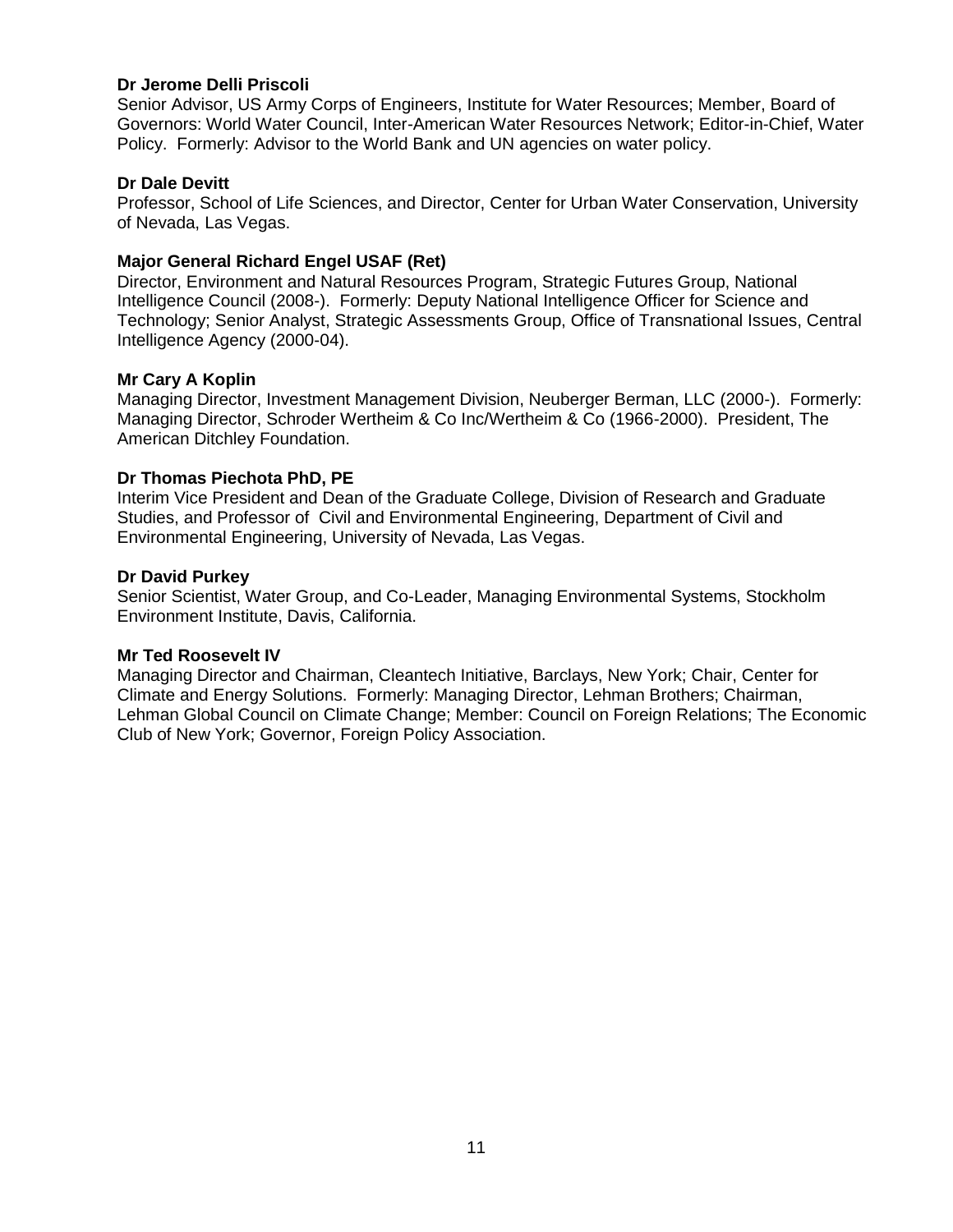**Dr Jerome Delli Priscoli**
Senior Advisor, US Army Corps of Engineers, Institute for Water Resources; Member, Board of Governors: World Water Council, Inter-American Water Resources Network; Editor-in-Chief, Water Policy. Formerly: Advisor to the World Bank and UN agencies on water policy.

**Dr Dale Devitt**
Professor, School of Life Sciences, and Director, Center for Urban Water Conservation, University of Nevada, Las Vegas.

**Major General Richard Engel USAF (Ret)**
Director, Environment and Natural Resources Program, Strategic Futures Group, National Intelligence Council (2008-). Formerly: Deputy National Intelligence Officer for Science and Technology; Senior Analyst, Strategic Assessments Group, Office of Transnational Issues, Central Intelligence Agency (2000-04).

**Mr Cary A Koplin**
Managing Director, Investment Management Division, Neuberger Berman, LLC (2000-). Formerly: Managing Director, Schroder Wertheim & Co Inc/Wertheim & Co (1966-2000). President, The American Ditchley Foundation.

**Dr Thomas Piechota PhD, PE**
Interim Vice President and Dean of the Graduate College, Division of Research and Graduate Studies, and Professor of Civil and Environmental Engineering, Department of Civil and Environmental Engineering, University of Nevada, Las Vegas.

**Dr David Purkey**
Senior Scientist, Water Group, and Co-Leader, Managing Environmental Systems, Stockholm Environment Institute, Davis, California.

**Mr Ted Roosevelt IV**
Managing Director and Chairman, Cleantech Initiative, Barclays, New York; Chair, Center for Climate and Energy Solutions. Formerly: Managing Director, Lehman Brothers; Chairman, Lehman Global Council on Climate Change; Member: Council on Foreign Relations; The Economic Club of New York; Governor, Foreign Policy Association.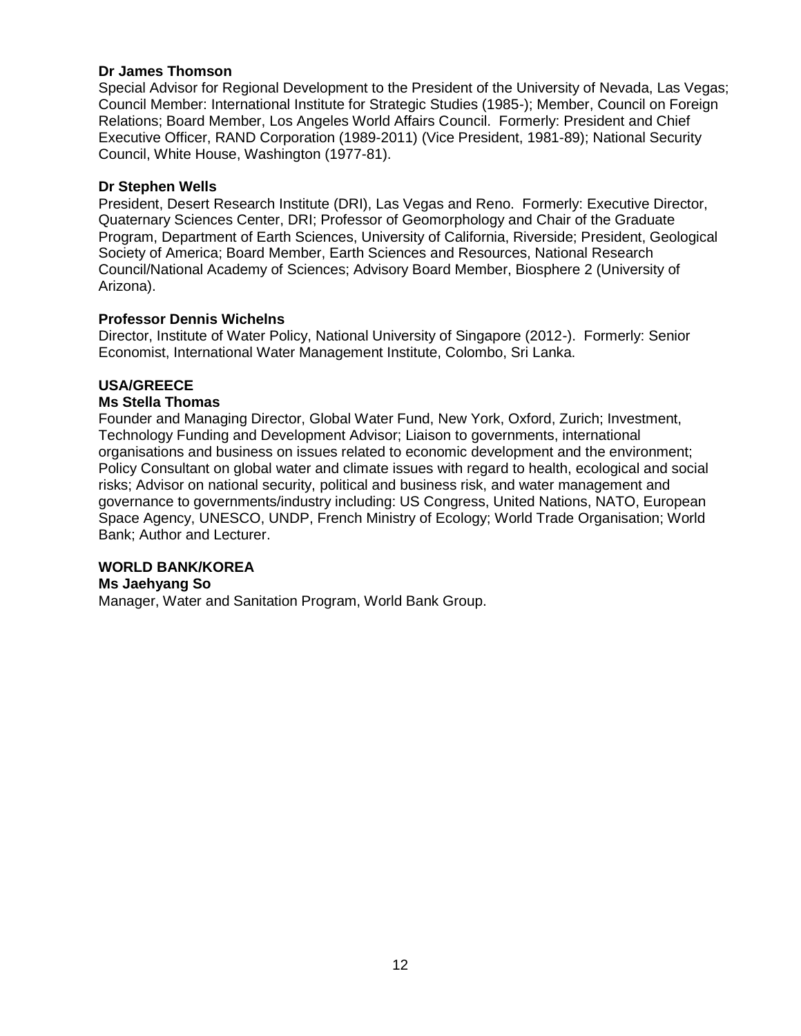**Dr James Thomson**
Special Advisor for Regional Development to the President of the University of Nevada, Las Vegas; Council Member: International Institute for Strategic Studies (1985-); Member, Council on Foreign Relations; Board Member, Los Angeles World Affairs Council. Formerly: President and Chief Executive Officer, RAND Corporation (1989-2011) (Vice President, 1981-89); National Security Council, White House, Washington (1977-81).

**Dr Stephen Wells**
President, Desert Research Institute (DRI), Las Vegas and Reno. Formerly: Executive Director, Quaternary Sciences Center, DRI; Professor of Geomorphology and Chair of the Graduate Program, Department of Earth Sciences, University of California, Riverside; President, Geological Society of America; Board Member, Earth Sciences and Resources, National Research Council/National Academy of Sciences; Advisory Board Member, Biosphere 2 (University of Arizona).

**Professor Dennis Wichelns**
Director, Institute of Water Policy, National University of Singapore (2012-). Formerly: Senior Economist, International Water Management Institute, Colombo, Sri Lanka.

**USA/GREECE**

**Ms Stella Thomas**
Founder and Managing Director, Global Water Fund, New York, Oxford, Zurich; Investment, Technology Funding and Development Advisor; Liaison to governments, international organisations and business on issues related to economic development and the environment; Policy Consultant on global water and climate issues with regard to health, ecological and social risks; Advisor on national security, political and business risk, and water management and governance to governments/industry including: US Congress, United Nations, NATO, European Space Agency, UNESCO, UNDP, French Ministry of Ecology; World Trade Organisation; World Bank; Author and Lecturer.

**WORLD BANK/KOREA**

**Ms Jaehyang So**
Manager, Water and Sanitation Program, World Bank Group.